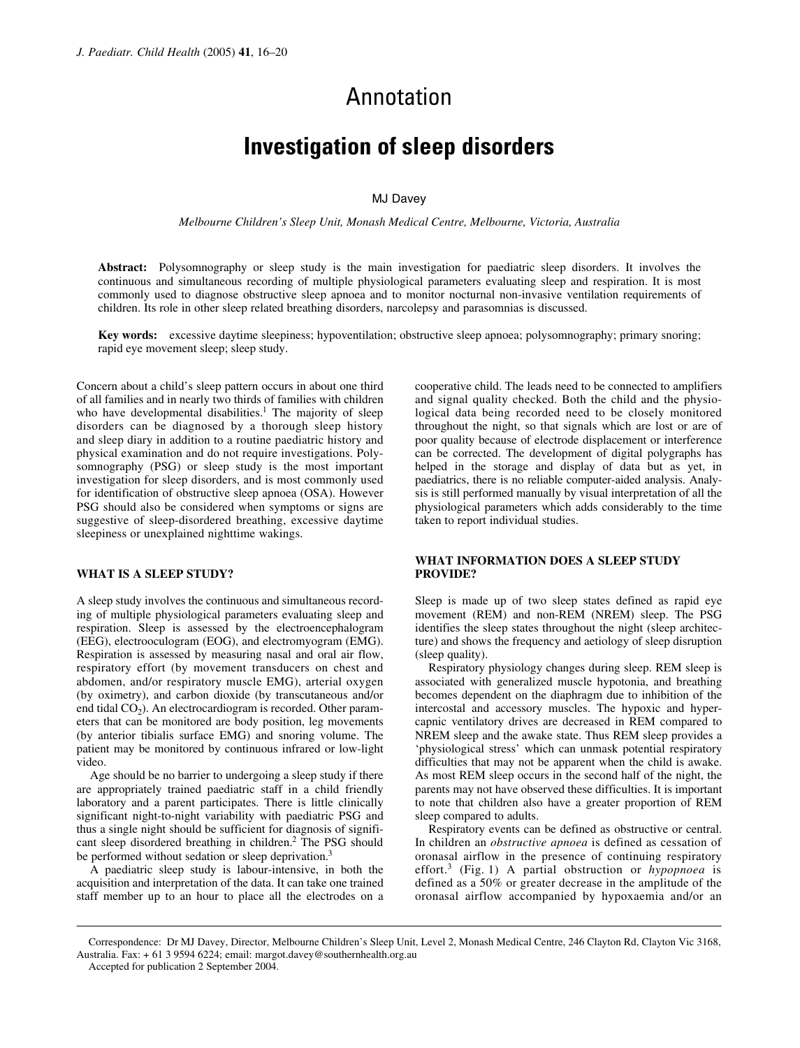Annotation

# Investigation of sleep disorders

MJ Davey

*Melbourne Children's Sleep Unit, Monash Medical Centre, Melbourne, Victoria, Australia*

**Abstract:** Polysomnography or sleep study is the main investigation for paediatric sleep disorders. It involves the continuous and simultaneous recording of multiple physiological parameters evaluating sleep and respiration. It is most commonly used to diagnose obstructive sleep apnoea and to monitor nocturnal non-invasive ventilation requirements of children. Its role in other sleep related breathing disorders, narcolepsy and parasomnias is discussed.

**Key words:** excessive daytime sleepiness; hypoventilation; obstructive sleep apnoea; polysomnography; primary snoring; rapid eye movement sleep; sleep study.

Concern about a child's sleep pattern occurs in about one third of all families and in nearly two thirds of families with children who have developmental disabilities.[1] The majority of sleep disorders can be diagnosed by a thorough sleep history and sleep diary in addition to a routine paediatric history and physical examination and do not require investigations. Polysomnography (PSG) or sleep study is the most important investigation for sleep disorders, and is most commonly used for identification of obstructive sleep apnoea (OSA). However PSG should also be considered when symptoms or signs are suggestive of sleep-disordered breathing, excessive daytime sleepiness or unexplained nighttime wakings.

## WHAT IS A SLEEP STUDY?

A sleep study involves the continuous and simultaneous recording of multiple physiological parameters evaluating sleep and respiration. Sleep is assessed by the electroencephalogram (EEG), electrooculogram (EOG), and electromyogram (EMG). Respiration is assessed by measuring nasal and oral air flow, respiratory effort (by movement transducers on chest and abdomen, and/or respiratory muscle EMG), arterial oxygen (by oximetry), and carbon dioxide (by transcutaneous and/or end tidal $CO_2$). An electrocardiogram is recorded. Other parameters that can be monitored are body position, leg movements (by anterior tibialis surface EMG) and snoring volume. The patient may be monitored by continuous infrared or low-light video.

Age should be no barrier to undergoing a sleep study if there are appropriately trained paediatric staff in a child friendly laboratory and a parent participates. There is little clinically significant night-to-night variability with paediatric PSG and thus a single night should be sufficient for diagnosis of significant sleep disordered breathing in children.[2] The PSG should be performed without sedation or sleep deprivation.[3]

A paediatric sleep study is labour-intensive, in both the acquisition and interpretation of the data. It can take one trained staff member up to an hour to place all the electrodes on a cooperative child. The leads need to be connected to amplifiers and signal quality checked. Both the child and the physiological data being recorded need to be closely monitored throughout the night, so that signals which are lost or are of poor quality because of electrode displacement or interference can be corrected. The development of digital polygraphs has helped in the storage and display of data but as yet, in paediatrics, there is no reliable computer-aided analysis. Analysis is still performed manually by visual interpretation of all the physiological parameters which adds considerably to the time taken to report individual studies.

## WHAT INFORMATION DOES A SLEEP STUDY PROVIDE?

Sleep is made up of two sleep states defined as rapid eye movement (REM) and non-REM (NREM) sleep. The PSG identifies the sleep states throughout the night (sleep architecture) and shows the frequency and aetiology of sleep disruption (sleep quality).

Respiratory physiology changes during sleep. REM sleep is associated with generalized muscle hypotonia, and breathing becomes dependent on the diaphragm due to inhibition of the intercostal and accessory muscles. The hypoxic and hypercapnic ventilatory drives are decreased in REM compared to NREM sleep and the awake state. Thus REM sleep provides a 'physiological stress' which can unmask potential respiratory difficulties that may not be apparent when the child is awake. As most REM sleep occurs in the second half of the night, the parents may not have observed these difficulties. It is important to note that children also have a greater proportion of REM sleep compared to adults.

Respiratory events can be defined as obstructive or central. In children an *obstructive apnoea* is defined as cessation of oronasal airflow in the presence of continuing respiratory effort.[3] (Fig. 1) A partial obstruction or *hypopnoea* is defined as a 50% or greater decrease in the amplitude of the oronasal airflow accompanied by hypoxaemia and/or an

Correspondence: Dr MJ Davey, Director, Melbourne Children's Sleep Unit, Level 2, Monash Medical Centre, 246 Clayton Rd, Clayton Vic 3168, Australia. Fax: + 61 3 9594 6224; email: margot.davey@southernhealth.org.au

Accepted for publication 2 September 2004.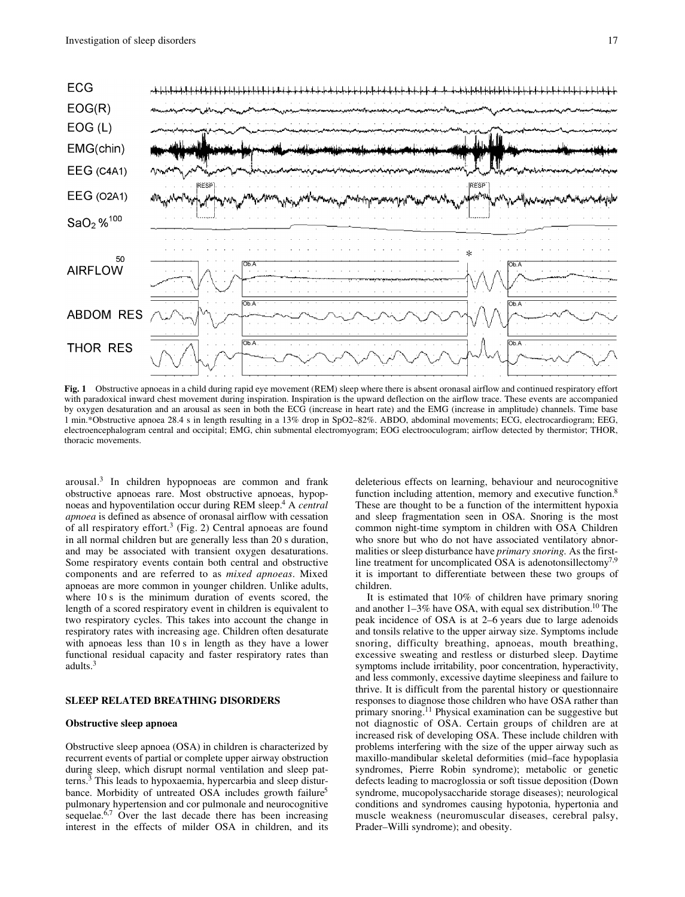**Fig. 1** Obstructive apnoeas in a child during rapid eye movement (REM) sleep where there is absent oronasal airflow and continued respiratory effort with paradoxical inward chest movement during inspiration. Inspiration is the upward deflection on the airflow trace. These events are accompanied by oxygen desaturation and an arousal as seen in both the ECG (increase in heart rate) and the EMG (increase in amplitude) channels. Time base 1 min.*Obstructive apnoea 28.4 s in length resulting in a 13% drop in SpO2–82%. ABDO, abdominal movements; ECG, electrocardiogram; EEG, electroencephalogram central and occipital; EMG, chin submental electromyogram; EOG electrooculogram; airflow detected by thermistor; THOR, thoracic movements.

arousal.[3] In children hypopnoeas are common and frank obstructive apnoeas rare. Most obstructive apnoeas, hypopnoeas and hypoventilation occur during REM sleep.[4] A *central apnoea* is defined as absence of oronasal airflow with cessation of all respiratory effort.[3] (Fig. 2) Central apnoeas are found in all normal children but are generally less than 20 s duration, and may be associated with transient oxygen desaturations. Some respiratory events contain both central and obstructive components and are referred to as *mixed apnoeas*. Mixed apnoeas are more common in younger children. Unlike adults, where 10 s is the minimum duration of events scored, the length of a scored respiratory event in children is equivalent to two respiratory cycles. This takes into account the change in respiratory rates with increasing age. Children often desaturate with apnoeas less than 10 s in length as they have a lower functional residual capacity and faster respiratory rates than adults.[3]

## SLEEP RELATED BREATHING DISORDERS

### Obstructive sleep apnoea

Obstructive sleep apnoea (OSA) in children is characterized by recurrent events of partial or complete upper airway obstruction during sleep, which disrupt normal ventilation and sleep patterns.[3] This leads to hypoxaemia, hypercarbia and sleep disturbance. Morbidity of untreated OSA includes growth failure[5] pulmonary hypertension and cor pulmonale and neurocognitive sequelae.[6,7] Over the last decade there has been increasing interest in the effects of milder OSA in children, and its deleterious effects on learning, behaviour and neurocognitive function including attention, memory and executive function.[8] These are thought to be a function of the intermittent hypoxia and sleep fragmentation seen in OSA. Snoring is the most common night-time symptom in children with OSA. Children who snore but who do not have associated ventilatory abnormalities or sleep disturbance have *primary snoring.* As the first-line treatment for uncomplicated OSA is adenotonsillectomy[7,9] it is important to differentiate between these two groups of children.

It is estimated that 10% of children have primary snoring and another 1–3% have OSA, with equal sex distribution.[10] The peak incidence of OSA is at 2–6 years due to large adenoids and tonsils relative to the upper airway size. Symptoms include snoring, difficulty breathing, apnoeas, mouth breathing, excessive sweating and restless or disturbed sleep. Daytime symptoms include irritability, poor concentration, hyperactivity, and less commonly, excessive daytime sleepiness and failure to thrive. It is difficult from the parental history or questionnaire responses to diagnose those children who have OSA rather than primary snoring.[11] Physical examination can be suggestive but not diagnostic of OSA. Certain groups of children are at increased risk of developing OSA. These include children with problems interfering with the size of the upper airway such as maxillo-mandibular skeletal deformities (mid–face hypoplasia syndromes, Pierre Robin syndrome); metabolic or genetic defects leading to macroglossia or soft tissue deposition (Down syndrome, mucopolysaccharide storage diseases); neurological conditions and syndromes causing hypotonia, hypertonia and muscle weakness (neuromuscular diseases, cerebral palsy, Prader–Willi syndrome); and obesity.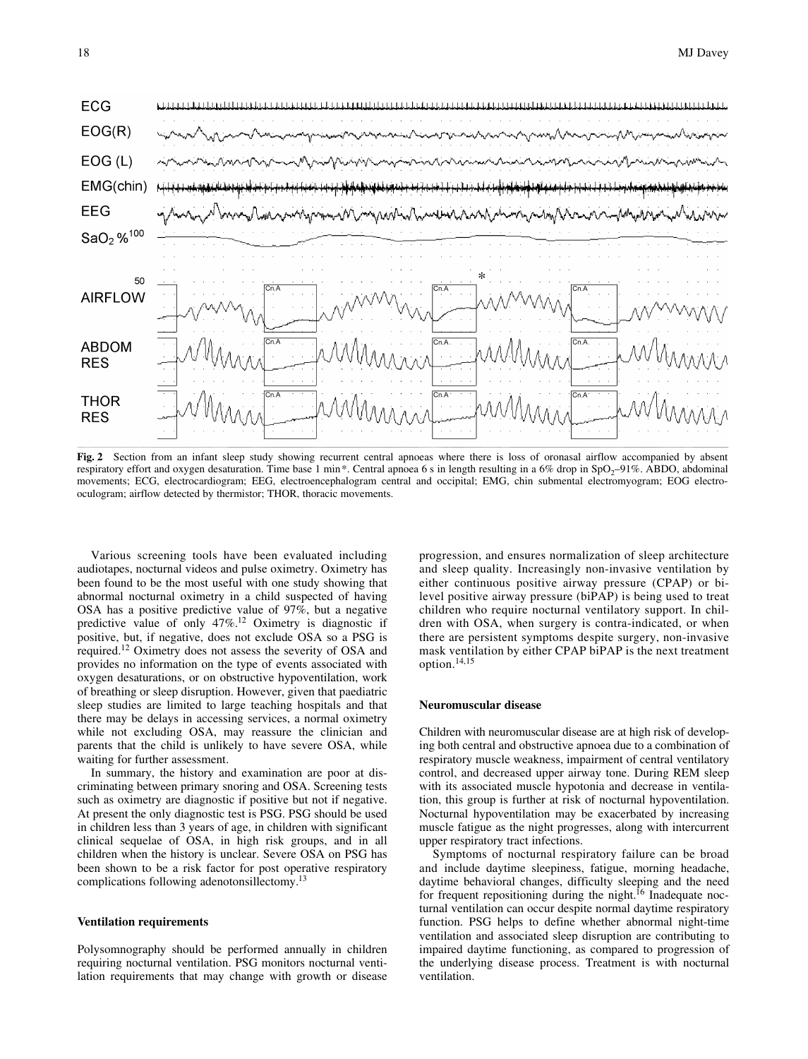ECG

EOG(R)

EOG (L)

EMG(chin)

EEG

$SaO_2$ %100

50

AIRFLOW

ABDOM RES

THOR RES

Cn.A

*

**Fig. 2** Section from an infant sleep study showing recurrent central apnoeas where there is loss of oronasal airflow accompanied by absent respiratory effort and oxygen desaturation. Time base 1 min*. Central apnoea 6 s in length resulting in a 6% drop in $SpO_2$–91%. ABDO, abdominal movements; ECG, electrocardiogram; EEG, electroencephalogram central and occipital; EMG, chin submental electromyogram; EOG electro-oculogram; airflow detected by thermistor; THOR, thoracic movements.

Various screening tools have been evaluated including audiotapes, nocturnal videos and pulse oximetry. Oximetry has been found to be the most useful with one study showing that abnormal nocturnal oximetry in a child suspected of having OSA has a positive predictive value of 97%, but a negative predictive value of only 47%.[12] Oximetry is diagnostic if positive but, if negative, does not exclude OSA so a PSG is required.[12] Oximetry does not assess the severity of OSA and provides no information on the type of events associated with oxygen desaturations, or on obstructive hypoventilation, work of breathing or sleep disruption. However, given that paediatric sleep studies are limited to large teaching hospitals and that there may be delays in accessing services, a normal oximetry while not excluding OSA, may reassure the clinician and parents that the child is unlikely to have severe OSA, while waiting for further assessment.

In summary, the history and examination are poor at discriminating between primary snoring and OSA. Screening tests such as oximetry are diagnostic if positive but not if negative. At present the only diagnostic test is PSG. PSG should be used in children less than 3 years of age, in children with significant clinical sequelae of OSA, in high risk groups, and in all children when the history is unclear. Severe OSA on PSG has been shown to be a risk factor for post operative respiratory complications following adenotonsillectomy.[13]

### Ventilation requirements

Polysomnography should be performed annually in children requiring nocturnal ventilation. PSG monitors nocturnal ventilation requirements that may change with growth or disease progression, and ensures normalization of sleep architecture and sleep quality. Increasingly non-invasive ventilation by either continuous positive airway pressure (CPAP) or bi-level positive airway pressure (biPAP) is being used to treat children who require nocturnal ventilatory support. In children with OSA, when surgery is contra-indicated, or when there are persistent symptoms despite surgery, non-invasive mask ventilation by either CPAP biPAP is the next treatment option.[14,15]

### Neuromuscular disease

Children with neuromuscular disease are at high risk of developing both central and obstructive apnoea due to a combination of respiratory muscle weakness, impairment of central ventilatory control, and decreased upper airway tone. During REM sleep with its associated muscle hypotonia and decrease in ventilation, this group is further at risk of nocturnal hypoventilation. Nocturnal hypoventilation may be exacerbated by increasing muscle fatigue as the night progresses, along with intercurrent upper respiratory tract infections.

Symptoms of nocturnal respiratory failure can be broad and include daytime sleepiness, fatigue, morning headache, daytime behavioral changes, difficulty sleeping and the need for frequent repositioning during the night.[16] Inadequate nocturnal ventilation can occur despite normal daytime respiratory function. PSG helps to define whether abnormal night-time ventilation and associated sleep disruption are contributing to impaired daytime functioning, as compared to progression of the underlying disease process. Treatment is with nocturnal ventilation.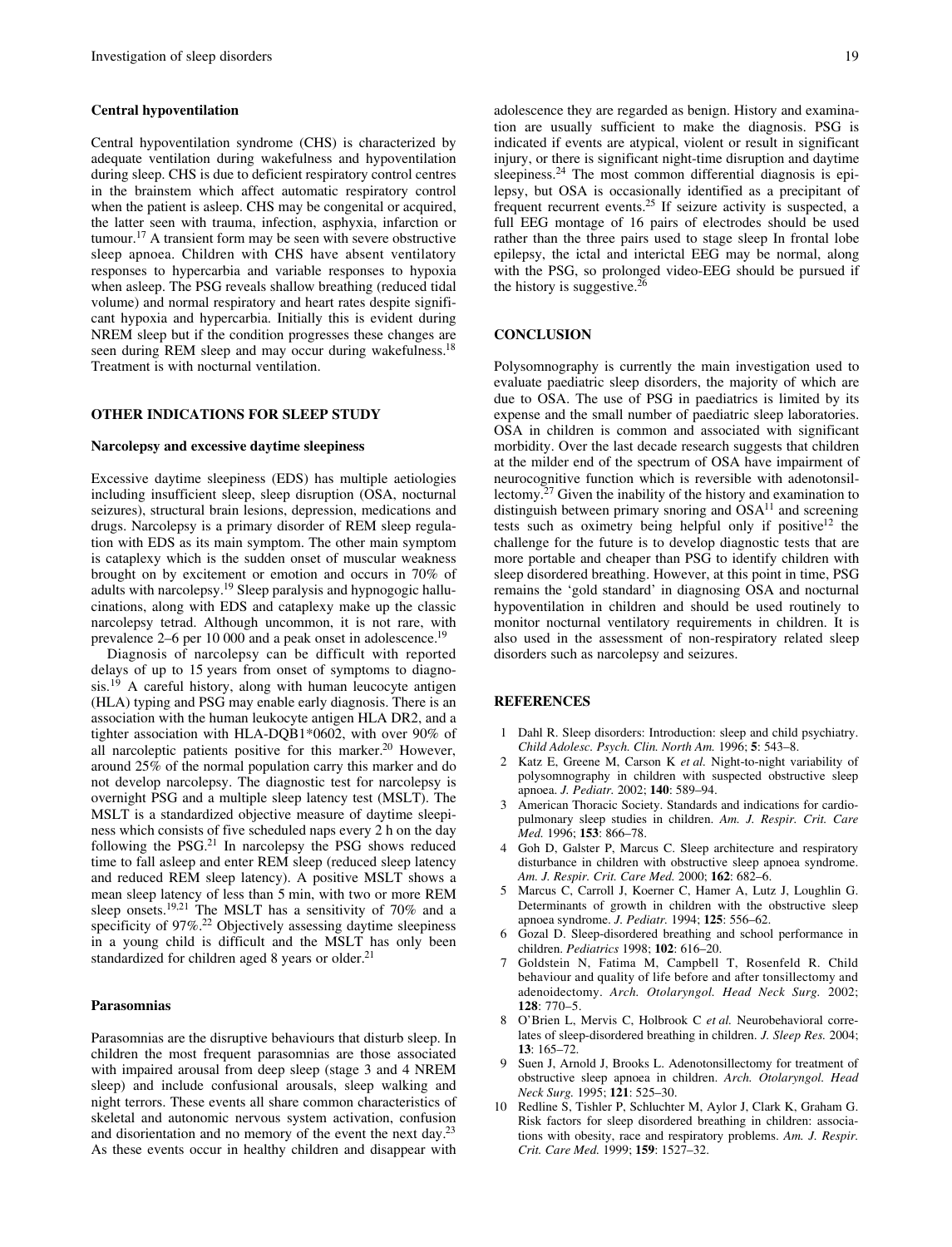### Central hypoventilation

Central hypoventilation syndrome (CHS) is characterized by adequate ventilation during wakefulness and hypoventilation during sleep. CHS is due to deficient respiratory control centres in the brainstem which affect automatic respiratory control when the patient is asleep. CHS may be congenital or acquired, the latter seen with trauma, infection, asphyxia, infarction or tumour.[17] A transient form may be seen with severe obstructive sleep apnoea. Children with CHS have absent ventilatory responses to hypercarbia and variable responses to hypoxia when asleep. The PSG reveals shallow breathing (reduced tidal volume) and normal respiratory and heart rates despite significant hypoxia and hypercarbia. Initially this is evident during NREM sleep but if the condition progresses these changes are seen during REM sleep and may occur during wakefulness.[18] Treatment is with nocturnal ventilation.

## OTHER INDICATIONS FOR SLEEP STUDY

### Narcolepsy and excessive daytime sleepiness

Excessive daytime sleepiness (EDS) has multiple aetiologies including insufficient sleep, sleep disruption (OSA, nocturnal seizures), structural brain lesions, depression, medications and drugs. Narcolepsy is a primary disorder of REM sleep regulation with EDS as its main symptom. The other main symptom is cataplexy which is the sudden onset of muscular weakness brought on by excitement or emotion and occurs in 70% of adults with narcolepsy.[19] Sleep paralysis and hypnogogic hallucinations, along with EDS and cataplexy make up the classic narcolepsy tetrad. Although uncommon, it is not rare, with prevalence 2–6 per 10 000 and a peak onset in adolescence.[19]

Diagnosis of narcolepsy can be difficult with reported delays of up to 15 years from onset of symptoms to diagnosis.[19] A careful history, along with human leucocyte antigen (HLA) typing and PSG may enable early diagnosis. There is an association with the human leukocyte antigen HLA DR2, and a tighter association with HLA-DQB1*0602, with over 90% of all narcoleptic patients positive for this marker.[20] However, around 25% of the normal population carry this marker and do not develop narcolepsy. The diagnostic test for narcolepsy is overnight PSG and a multiple sleep latency test (MSLT). The MSLT is a standardized objective measure of daytime sleepiness which consists of five scheduled naps every 2 h on the day following the PSG.[21] In narcolepsy the PSG shows reduced time to fall asleep and enter REM sleep (reduced sleep latency and reduced REM sleep latency). A positive MSLT shows a mean sleep latency of less than 5 min, with two or more REM sleep onsets.[19,21] The MSLT has a sensitivity of 70% and a specificity of 97%.[22] Objectively assessing daytime sleepiness in a young child is difficult and the MSLT has only been standardized for children aged 8 years or older.[21]

### Parasomnias

Parasomnias are the disruptive behaviours that disturb sleep. In children the most frequent parasomnias are those associated with impaired arousal from deep sleep (stage 3 and 4 NREM sleep) and include confusional arousals, sleep walking and night terrors. These events all share common characteristics of skeletal and autonomic nervous system activation, confusion and disorientation and no memory of the event the next day.[23] As these events occur in healthy children and disappear with adolescence they are regarded as benign. History and examination are usually sufficient to make the diagnosis. PSG is indicated if events are atypical, violent or result in significant injury, or there is significant night-time disruption and daytime sleepiness.[24] The most common differential diagnosis is epilepsy, but OSA is occasionally identified as a precipitant of frequent recurrent events.[25] If seizure activity is suspected, a full EEG montage of 16 pairs of electrodes should be used rather than the three pairs used to stage sleep In frontal lobe epilepsy, the ictal and interictal EEG may be normal, along with the PSG, so prolonged video-EEG should be pursued if the history is suggestive.[26]

## CONCLUSION

Polysomnography is currently the main investigation used to evaluate paediatric sleep disorders, the majority of which are due to OSA. The use of PSG in paediatrics is limited by its expense and the small number of paediatric sleep laboratories. OSA in children is common and associated with significant morbidity. Over the last decade research suggests that children at the milder end of the spectrum of OSA have impairment of neurocognitive function which is reversible with adenotonsillectomy.[27] Given the inability of the history and examination to distinguish between primary snoring and OSA[11] and screening tests such as oximetry being helpful only if positive[12] the challenge for the future is to develop diagnostic tests that are more portable and cheaper than PSG to identify children with sleep disordered breathing. However, at this point in time, PSG remains the 'gold standard' in diagnosing OSA and nocturnal hypoventilation in children and should be used routinely to monitor nocturnal ventilatory requirements in children. It is also used in the assessment of non-respiratory related sleep disorders such as narcolepsy and seizures.

## REFERENCES

1. Dahl R. Sleep disorders: Introduction: sleep and child psychiatry. *Child Adolesc. Psych. Clin. North Am.* 1996; **5**: 543–8.
2. Katz E, Greene M, Carson K *et al.* Night-to-night variability of polysomnography in children with suspected obstructive sleep apnoea. *J. Pediatr.* 2002; **140**: 589–94.
3. American Thoracic Society. Standards and indications for cardiopulmonary sleep studies in children. *Am. J. Respir. Crit. Care Med.* 1996; **153**: 866–78.
4. Goh D, Galster P, Marcus C. Sleep architecture and respiratory disturbance in children with obstructive sleep apnoea syndrome. *Am. J. Respir. Crit. Care Med.* 2000; **162**: 682–6.
5. Marcus C, Carroll J, Koerner C, Hamer A, Lutz J, Loughlin G. Determinants of growth in children with the obstructive sleep apnoea syndrome. *J. Pediatr.* 1994; **125**: 556–62.
6. Gozal D. Sleep-disordered breathing and school performance in children. *Pediatrics* 1998; **102**: 616–20.
7. Goldstein N, Fatima M, Campbell T, Rosenfeld R. Child behaviour and quality of life before and after tonsillectomy and adenoidectomy. *Arch. Otolaryngol. Head Neck Surg.* 2002; **128**: 770–5.
8. O'Brien L, Mervis C, Holbrook C *et al.* Neurobehavioral correlates of sleep-disordered breathing in children. *J. Sleep Res.* 2004; **13**: 165–72.
9. Suen J, Arnold J, Brooks L. Adenotonsillectomy for treatment of obstructive sleep apnoea in children. *Arch. Otolaryngol. Head Neck Surg.* 1995; **121**: 525–30.
10. Redline S, Tishler P, Schluchter M, Aylor J, Clark K, Graham G. Risk factors for sleep disordered breathing in children: associations with obesity, race and respiratory problems. *Am. J. Respir. Crit. Care Med.* 1999; **159**: 1527–32.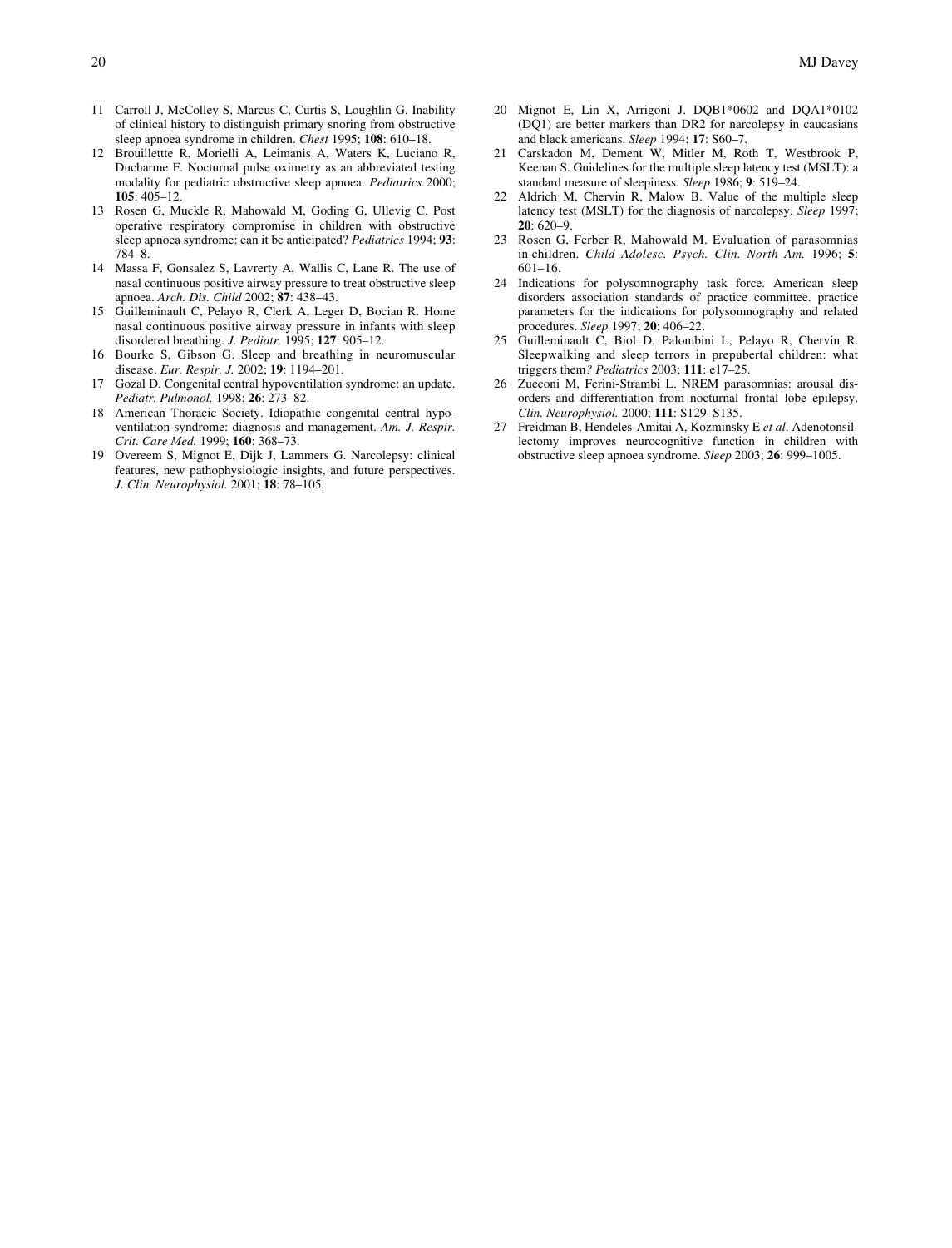11 Carroll J, McColley S, Marcus C, Curtis S, Loughlin G. Inability of clinical history to distinguish primary snoring from obstructive sleep apnoea syndrome in children. *Chest* 1995; **108**: 610–18.
12 Brouillettte R, Morielli A, Leimanis A, Waters K, Luciano R, Ducharme F. Nocturnal pulse oximetry as an abbreviated testing modality for pediatric obstructive sleep apnoea. *Pediatrics* 2000; **105**: 405–12.
13 Rosen G, Muckle R, Mahowald M, Goding G, Ullevig C. Post operative respiratory compromise in children with obstructive sleep apnoea syndrome: can it be anticipated? *Pediatrics* 1994; **93**: 784–8.
14 Massa F, Gonsalez S, Lavrerty A, Wallis C, Lane R. The use of nasal continuous positive airway pressure to treat obstructive sleep apnoea. *Arch. Dis. Child* 2002; **87**: 438–43.
15 Guilleminault C, Pelayo R, Clerk A, Leger D, Bocian R. Home nasal continuous positive airway pressure in infants with sleep disordered breathing. *J. Pediatr.* 1995; **127**: 905–12.
16 Bourke S, Gibson G. Sleep and breathing in neuromuscular disease. *Eur. Respir. J.* 2002; **19**: 1194–201.
17 Gozal D. Congenital central hypoventilation syndrome: an update. *Pediatr. Pulmonol.* 1998; **26**: 273–82.
18 American Thoracic Society. Idiopathic congenital central hypoventilation syndrome: diagnosis and management. *Am. J. Respir. Crit. Care Med.* 1999; **160**: 368–73.
19 Overeem S, Mignot E, Dijk J, Lammers G. Narcolepsy: clinical features, new pathophysiologic insights, and future perspectives. *J. Clin. Neurophysiol.* 2001; **18**: 78–105.
20 Mignot E, Lin X, Arrigoni J. DQB1*0602 and DQA1*0102 (DQ1) are better markers than DR2 for narcolepsy in caucasians and black americans. *Sleep* 1994; **17**: S60–7.
21 Carskadon M, Dement W, Mitler M, Roth T, Westbrook P, Keenan S. Guidelines for the multiple sleep latency test (MSLT): a standard measure of sleepiness. *Sleep* 1986; **9**: 519–24.
22 Aldrich M, Chervin R, Malow B. Value of the multiple sleep latency test (MSLT) for the diagnosis of narcolepsy. *Sleep* 1997; **20**: 620–9.
23 Rosen G, Ferber R, Mahowald M. Evaluation of parasomnias in children. *Child Adolesc. Psych. Clin. North Am.* 1996; **5**: 601–16.
24 Indications for polysomnography task force. American sleep disorders association standards of practice committee. practice parameters for the indications for polysomnography and related procedures. *Sleep* 1997; **20**: 406–22.
25 Guilleminault C, Biol D, Palombini L, Pelayo R, Chervin R. Sleepwalking and sleep terrors in prepubertal children: what triggers them? *Pediatrics* 2003; **111**: e17–25.
26 Zucconi M, Ferini-Strambi L. NREM parasomnias: arousal disorders and differentiation from nocturnal frontal lobe epilepsy. *Clin. Neurophysiol.* 2000; **111**: S129–S135.
27 Freidman B, Hendeles-Amitai A, Kozminsky E *et al*. Adenotonsillectomy improves neurocognitive function in children with obstructive sleep apnoea syndrome. *Sleep* 2003; **26**: 999–1005.